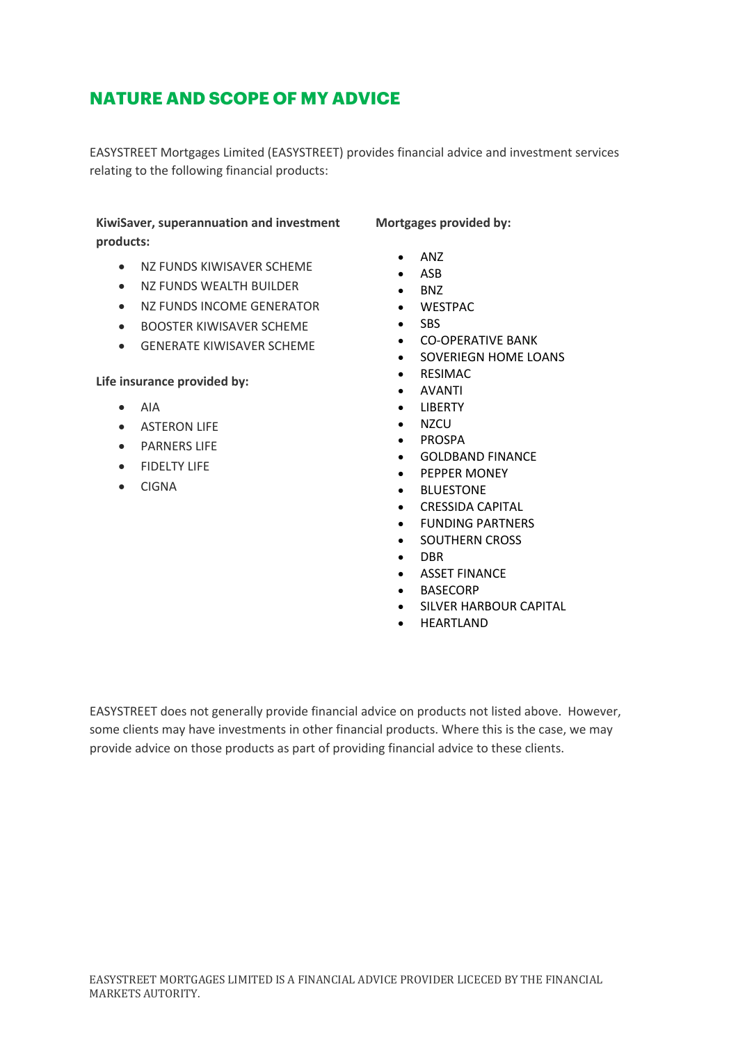# NATURE AND SCOPE OF MY ADVICE

EASYSTREET Mortgages Limited (EASYSTREET) provides financial advice and investment services relating to the following financial products:

**KiwiSaver, superannuation and investment products:**

- NZ FUNDS KIWISAVER SCHEME
- NZ FUNDS WEALTH BUILDER
- NZ FUNDS INCOME GENERATOR
- BOOSTER KIWISAVER SCHEME
- GENERATE KIWISAVER SCHEME

**Life insurance provided by:**

- AIA
- ASTERON LIFE
- PARNERS LIFE
- FIDELTY LIFE
- CIGNA

**Mortgages provided by:**

- ANZ
- ASB
- BNZ
- WESTPAC
- SBS
- CO-OPERATIVE BANK
- SOVERIEGN HOME LOANS
- RESIMAC
- AVANTI
- LIBERTY
- NZCU
- PROSPA
- GOLDBAND FINANCE
- PEPPER MONEY
- BLUESTONE
- CRESSIDA CAPITAL
- FUNDING PARTNERS
- SOUTHERN CROSS
- DBR
- ASSET FINANCE
- BASECORP
- SILVER HARBOUR CAPITAL
- HEARTLAND

EASYSTREET does not generally provide financial advice on products not listed above. However, some clients may have investments in other financial products. Where this is the case, we may provide advice on those products as part of providing financial advice to these clients.

EASYSTREET MORTGAGES LIMITED IS A FINANCIAL ADVICE PROVIDER LICECED BY THE FINANCIAL MARKETS AUTORITY.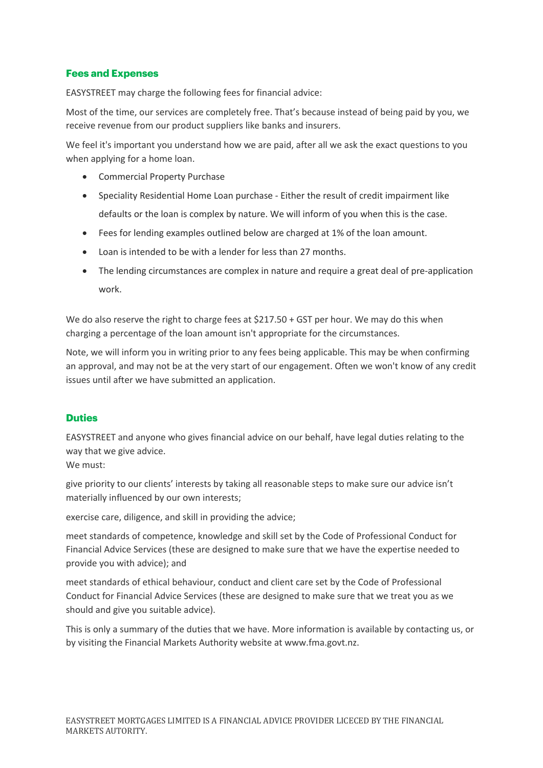## Fees and Expenses

EASYSTREET may charge the following fees for financial advice:

Most of the time, our services are completely free. That's because instead of being paid by you, we receive revenue from our product suppliers like banks and insurers.

We feel it's important you understand how we are paid, after all we ask the exact questions to you when applying for a home loan.

- Commercial Property Purchase
- Speciality Residential Home Loan purchase - Either the result of credit impairment like defaults or the loan is complex by nature. We will inform of you when this is the case.
- Fees for lending examples outlined below are charged at 1% of the loan amount.
- Loan is intended to be with a lender for less than 27 months.
- The lending circumstances are complex in nature and require a great deal of pre-application work.

We do also reserve the right to charge fees at $217.50 + GST per hour. We may do this when charging a percentage of the loan amount isn't appropriate for the circumstances.

Note, we will inform you in writing prior to any fees being applicable. This may be when confirming an approval, and may not be at the very start of our engagement. Often we won't know of any credit issues until after we have submitted an application.

## Duties

EASYSTREET and anyone who gives financial advice on our behalf, have legal duties relating to the way that we give advice.
We must:

give priority to our clients' interests by taking all reasonable steps to make sure our advice isn't materially influenced by our own interests;

exercise care, diligence, and skill in providing the advice;

meet standards of competence, knowledge and skill set by the Code of Professional Conduct for Financial Advice Services (these are designed to make sure that we have the expertise needed to provide you with advice); and

meet standards of ethical behaviour, conduct and client care set by the Code of Professional Conduct for Financial Advice Services (these are designed to make sure that we treat you as we should and give you suitable advice).

This is only a summary of the duties that we have. More information is available by contacting us, or by visiting the Financial Markets Authority website at www.fma.govt.nz.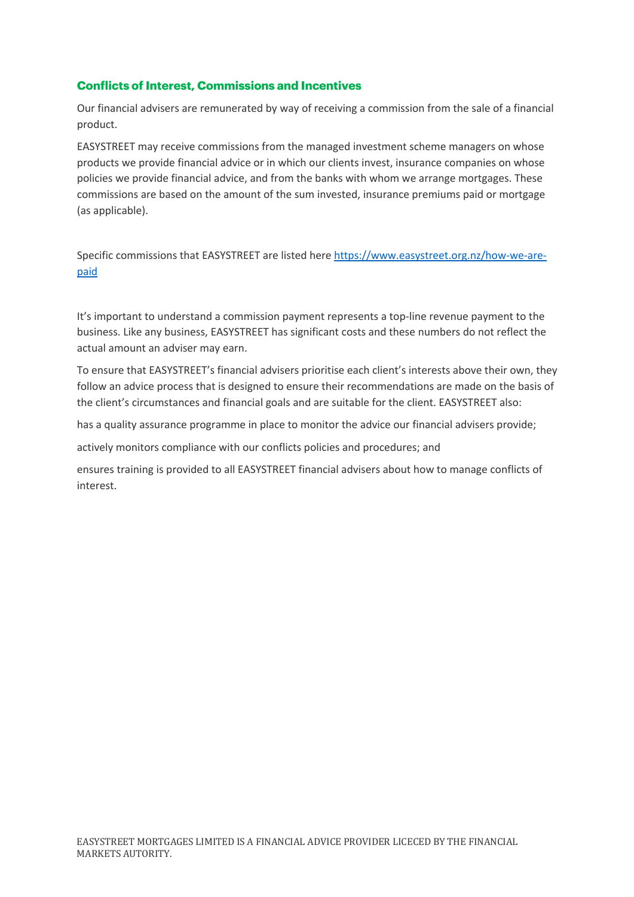## Conflicts of Interest, Commissions and Incentives

Our financial advisers are remunerated by way of receiving a commission from the sale of a financial product.

EASYSTREET may receive commissions from the managed investment scheme managers on whose products we provide financial advice or in which our clients invest, insurance companies on whose policies we provide financial advice, and from the banks with whom we arrange mortgages. These commissions are based on the amount of the sum invested, insurance premiums paid or mortgage (as applicable).

Specific commissions that EASYSTREET are listed here [https://www.easystreet.org.nz/how-we-are-paid](https://www.easystreet.org.nz/how-we-are-paid)

It's important to understand a commission payment represents a top-line revenue payment to the business. Like any business, EASYSTREET has significant costs and these numbers do not reflect the actual amount an adviser may earn.

To ensure that EASYSTREET's financial advisers prioritise each client's interests above their own, they follow an advice process that is designed to ensure their recommendations are made on the basis of the client's circumstances and financial goals and are suitable for the client. EASYSTREET also:

has a quality assurance programme in place to monitor the advice our financial advisers provide;

actively monitors compliance with our conflicts policies and procedures; and

ensures training is provided to all EASYSTREET financial advisers about how to manage conflicts of interest.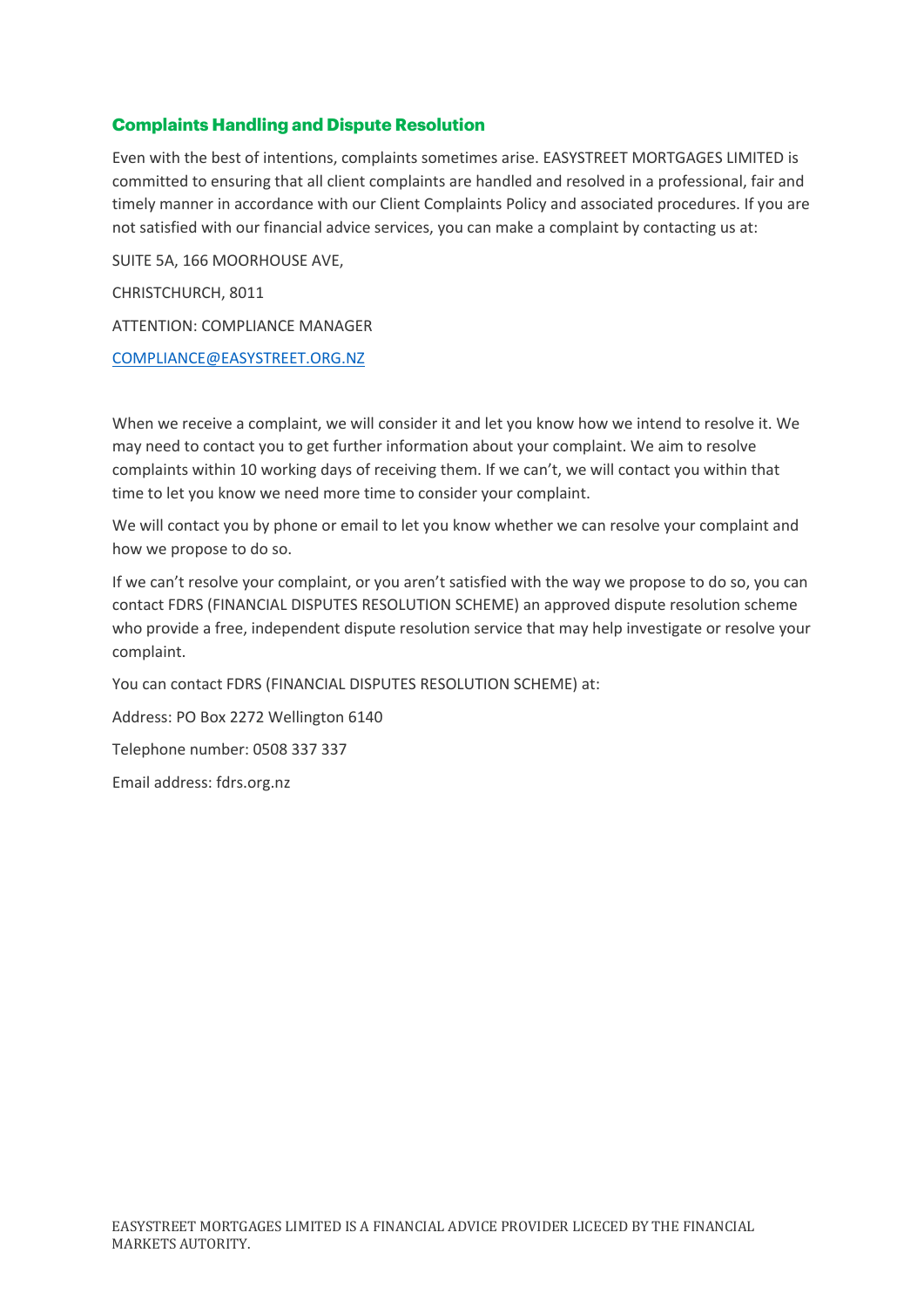## Complaints Handling and Dispute Resolution

Even with the best of intentions, complaints sometimes arise. EASYSTREET MORTGAGES LIMITED is committed to ensuring that all client complaints are handled and resolved in a professional, fair and timely manner in accordance with our Client Complaints Policy and associated procedures. If you are not satisfied with our financial advice services, you can make a complaint by contacting us at:

SUITE 5A, 166 MOORHOUSE AVE,

CHRISTCHURCH, 8011

ATTENTION: COMPLIANCE MANAGER

COMPLIANCE@EASYSTREET.ORG.NZ

When we receive a complaint, we will consider it and let you know how we intend to resolve it. We may need to contact you to get further information about your complaint. We aim to resolve complaints within 10 working days of receiving them. If we can't, we will contact you within that time to let you know we need more time to consider your complaint.

We will contact you by phone or email to let you know whether we can resolve your complaint and how we propose to do so.

If we can't resolve your complaint, or you aren't satisfied with the way we propose to do so, you can contact FDRS (FINANCIAL DISPUTES RESOLUTION SCHEME) an approved dispute resolution scheme who provide a free, independent dispute resolution service that may help investigate or resolve your complaint.

You can contact FDRS (FINANCIAL DISPUTES RESOLUTION SCHEME) at:

Address: PO Box 2272 Wellington 6140

Telephone number: 0508 337 337

Email address: fdrs.org.nz

EASYSTREET MORTGAGES LIMITED IS A FINANCIAL ADVICE PROVIDER LICECED BY THE FINANCIAL MARKETS AUTORITY.